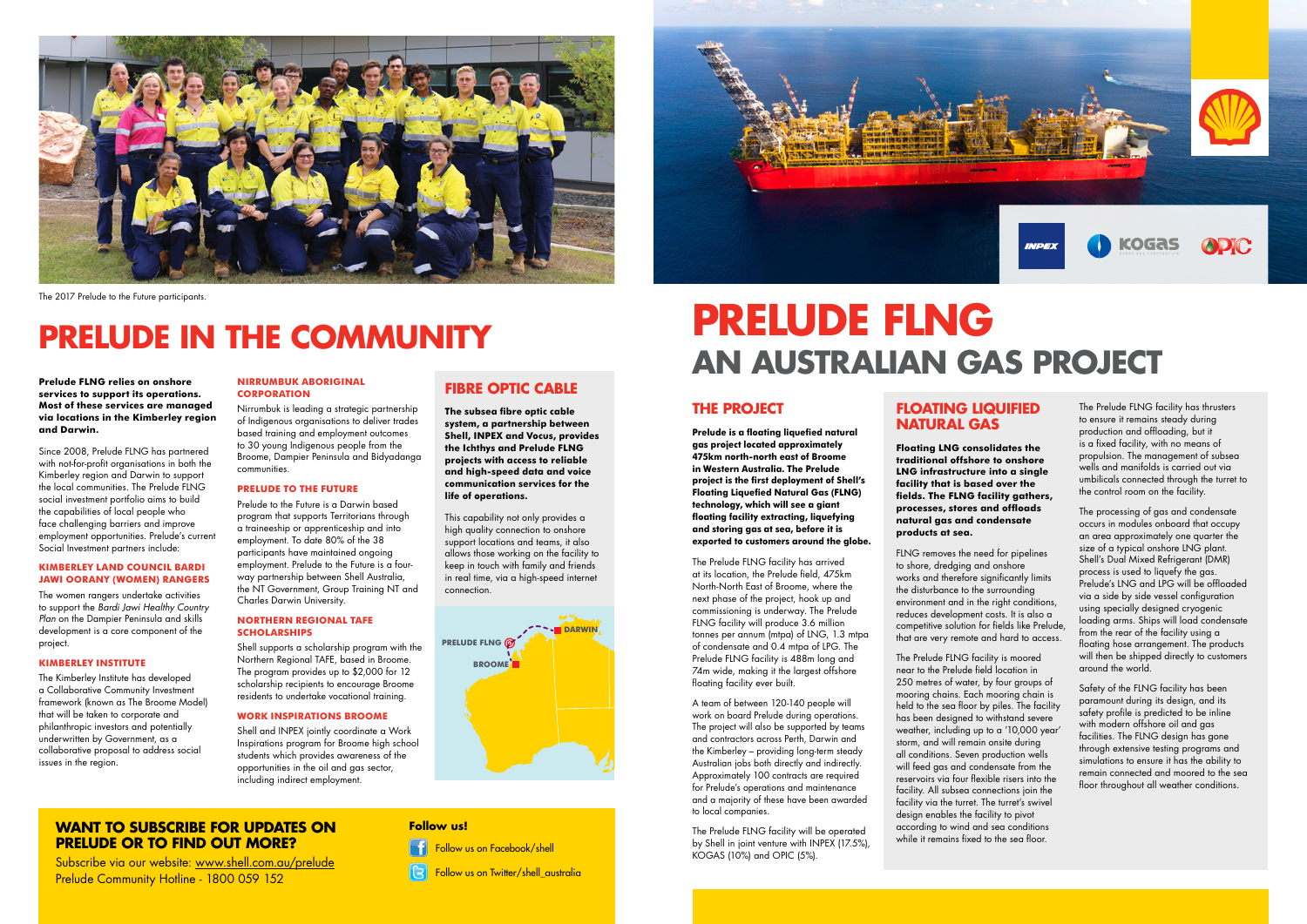The 2017 Prelude to the Future participants.

# PRELUDE IN THE COMMUNITY

**Prelude FLNG relies on onshore services to support its operations. Most of these services are managed via locations in the Kimberley region and Darwin.**

Since 2008, Prelude FLNG has partnered with not-for-profit organisations in both the Kimberley region and Darwin to support the local communities. The Prelude FLNG social investment portfolio aims to build the capabilities of local people who face challenging barriers and improve employment opportunities. Prelude's current Social Investment partners include:

### KIMBERLEY LAND COUNCIL BARDI JAWI OORANY (WOMEN) RANGERS

The women rangers undertake activities to support the *Bardi Jawi Healthy Country Plan* on the Dampier Peninsula and skills development is a core component of the project.

### KIMBERLEY INSTITUTE

The Kimberley Institute has developed a Collaborative Community Investment framework (known as The Broome Model) that will be taken to corporate and philanthropic investors and potentially underwritten by Government, as a collaborative proposal to address social issues in the region.

### NIRRUMBUK ABORIGINAL CORPORATION

Nirrumbuk is leading a strategic partnership of Indigenous organisations to deliver trades based training and employment outcomes to 30 young Indigenous people from the Broome, Dampier Peninsula and Bidyadanga communities.

### PRELUDE TO THE FUTURE

Prelude to the Future is a Darwin based program that supports Territorians through a traineeship or apprenticeship and into employment. To date 80% of the 38 participants have maintained ongoing employment. Prelude to the Future is a four-way partnership between Shell Australia, the NT Government, Group Training NT and Charles Darwin University.

### NORTHERN REGIONAL TAFE SCHOLARSHIPS

Shell supports a scholarship program with the Northern Regional TAFE, based in Broome. The program provides up to $2,000 for 12 scholarship recipients to encourage Broome residents to undertake vocational training.

### WORK INSPIRATIONS BROOME

Shell and INPEX jointly coordinate a Work Inspirations program for Broome high school students which provides awareness of the opportunities in the oil and gas sector, including indirect employment.

## FIBRE OPTIC CABLE

**The subsea fibre optic cable system, a partnership between Shell, INPEX and Vocus, provides the Ichthys and Prelude FLNG projects with access to reliable and high-speed data and voice communication services for the life of operations.**

This capability not only provides a high quality connection to onshore support locations and teams, it also allows those working on the facility to keep in touch with family and friends in real time, via a high-speed internet connection.

PRELUDE FLNG

DARWIN

BROOME

## WANT TO SUBSCRIBE FOR UPDATES ON PRELUDE OR TO FIND OUT MORE?

Subscribe via our website: www.shell.com.au/prelude

Prelude Community Hotline - 1800 059 152

**Follow us!**

Follow us on Facebook/shell

Follow us on Twitter/shell_australia

INPEX KOGAS OPIC

# PRELUDE FLNG
# AN AUSTRALIAN GAS PROJECT

## THE PROJECT

**Prelude is a floating liquefied natural gas project located approximately 475km north-north east of Broome in Western Australia. The Prelude project is the first deployment of Shell's Floating Liquefied Natural Gas (FLNG) technology, which will see a giant floating facility extracting, liquefying and storing gas at sea, before it is exported to customers around the globe.**

The Prelude FLNG facility has arrived at its location, the Prelude field, 475km North-North East of Broome, where the next phase of the project, hook up and commissioning is underway. The Prelude FLNG facility will produce 3.6 million tonnes per annum (mtpa) of LNG, 1.3 mtpa of condensate and 0.4 mtpa of LPG. The Prelude FLNG facility is 488m long and 74m wide, making it the largest offshore floating facility ever built.

A team of between 120-140 people will work on board Prelude during operations. The project will also be supported by teams and contractors across Perth, Darwin and the Kimberley – providing long-term steady Australian jobs both directly and indirectly. Approximately 100 contracts are required for Prelude's operations and maintenance and a majority of these have been awarded to local companies.

The Prelude FLNG facility will be operated by Shell in joint venture with INPEX (17.5%), KOGAS (10%) and OPIC (5%).

## FLOATING LIQUIFIED NATURAL GAS

**Floating LNG consolidates the traditional offshore to onshore LNG infrastructure into a single facility that is based over the fields. The FLNG facility gathers, processes, stores and offloads natural gas and condensate products at sea.**

FLNG removes the need for pipelines to shore, dredging and onshore works and therefore significantly limits the disturbance to the surrounding environment and in the right conditions, reduces development costs. It is also a competitive solution for fields like Prelude, that are very remote and hard to access.

The Prelude FLNG facility is moored near to the Prelude field location in 250 metres of water, by four groups of mooring chains. Each mooring chain is held to the sea floor by piles. The facility has been designed to withstand severe weather, including up to a '10,000 year' storm, and will remain onsite during all conditions. Seven production wells will feed gas and condensate from the reservoirs via four flexible risers into the facility. All subsea connections join the facility via the turret. The turret's swivel design enables the facility to pivot according to wind and sea conditions while it remains fixed to the sea floor.

The Prelude FLNG facility has thrusters to ensure it remains steady during production and offloading, but it is a fixed facility, with no means of propulsion. The management of subsea wells and manifolds is carried out via umbilicals connected through the turret to the control room on the facility.

The processing of gas and condensate occurs in modules onboard that occupy an area approximately one quarter the size of a typical onshore LNG plant. Shell's Dual Mixed Refrigerant (DMR) process is used to liquefy the gas. Prelude's LNG and LPG will be offloaded via a side by side vessel configuration using specially designed cryogenic loading arms. Ships will load condensate from the rear of the facility using a floating hose arrangement. The products will then be shipped directly to customers around the world.

Safety of the FLNG facility has been paramount during its design, and its safety profile is predicted to be inline with modern offshore oil and gas facilities. The FLNG design has gone through extensive testing programs and simulations to ensure it has the ability to remain connected and moored to the sea floor throughout all weather conditions.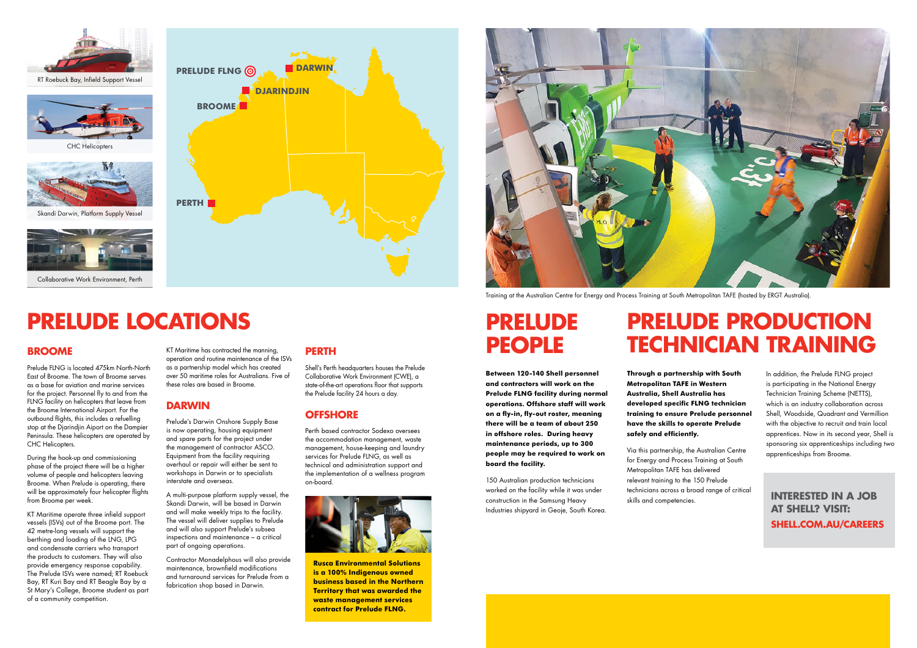RT Roebuck Bay, Infield Support Vessel

CHC Helicopters

Skandi Darwin, Platform Supply Vessel

Collaborative Work Environment, Perth

PRELUDE FLNG

DARWIN

DJARINDJIN

BROOME

PERTH

Training at the Australian Centre for Energy and Process Training at South Metropolitan TAFE (hosted by ERGT Australia).

# PRELUDE LOCATIONS

## BROOME

Prelude FLNG is located 475km North-North East of Broome. The town of Broome serves as a base for aviation and marine services for the project. Personnel fly to and from the FLNG facility on helicopters that leave from the Broome International Airport. For the outbound flights, this includes a refuelling stop at the Djarindjin Aiport on the Dampier Peninsula. These helicopters are operated by CHC Helicopters.

During the hook-up and commissioning phase of the project there will be a higher volume of people and helicopters leaving Broome. When Prelude is operating, there will be approximately four helicopter flights from Broome per week.

KT Maritime operate three infield support vessels (ISVs) out of the Broome port. The 42 metre-long vessels will support the berthing and loading of the LNG, LPG and condensate carriers who transport the products to customers. They will also provide emergency response capability. The Prelude ISVs were named; RT Roebuck Bay, RT Kuri Bay and RT Beagle Bay by a St Mary's College, Broome student as part of a community competition.

KT Maritime has contracted the manning, operation and routine maintenance of the ISVs as a partnership model which has created over 50 maritime roles for Australians. Five of these roles are based in Broome.

## DARWIN

Prelude's Darwin Onshore Supply Base is now operating, housing equipment and spare parts for the project under the management of contractor ASCO. Equipment from the facility requiring overhaul or repair will either be sent to workshops in Darwin or to specialists interstate and overseas.

A multi-purpose platform supply vessel, the Skandi Darwin, will be based in Darwin and will make weekly trips to the facility. The vessel will deliver supplies to Prelude and will also support Prelude's subsea inspections and maintenance – a critical part of ongoing operations.

Contractor Monadelphous will also provide maintenance, brownfield modifications and turnaround services for Prelude from a fabrication shop based in Darwin.

## PERTH

Shell's Perth headquarters houses the Prelude Collaborative Work Environment (CWE), a state-of-the-art operations floor that supports the Prelude facility 24 hours a day.

## OFFSHORE

Perth based contractor Sodexo oversees the accommodation management, waste management, house-keeping and laundry services for Prelude FLNG, as well as technical and administration support and the implementation of a wellness program on-board.

**Rusca Environmental Solutions is a 100% Indigenous owned business based in the Northern Territory that was awarded the waste management services contract for Prelude FLNG.**

# PRELUDE PEOPLE

**Between 120-140 Shell personnel and contractors will work on the Prelude FLNG facility during normal operations. Offshore staff will work on a fly-in, fly-out roster, meaning there will be a team of about 250 in offshore roles. During heavy maintenance periods, up to 300 people may be required to work on board the facility.**

150 Australian production technicians worked on the facility while it was under construction in the Samsung Heavy Industries shipyard in Geoje, South Korea.

# PRELUDE PRODUCTION TECHNICIAN TRAINING

**Through a partnership with South Metropolitan TAFE in Western Australia, Shell Australia has developed specific FLNG technician training to ensure Prelude personnel have the skills to operate Prelude safely and efficiently.**

Via this partnership, the Australian Centre for Energy and Process Training at South Metropolitan TAFE has delivered relevant training to the 150 Prelude technicians across a broad range of critical skills and competencies.

In addition, the Prelude FLNG project is participating in the National Energy Technician Training Scheme (NETTS), which is an industry collaboration across Shell, Woodside, Quadrant and Vermillion with the objective to recruit and train local apprentices. Now in its second year, Shell is sponsoring six apprenticeships including two apprenticeships from Broome.

**INTERESTED IN A JOB AT SHELL? VISIT: SHELL.COM.AU/CAREERS**